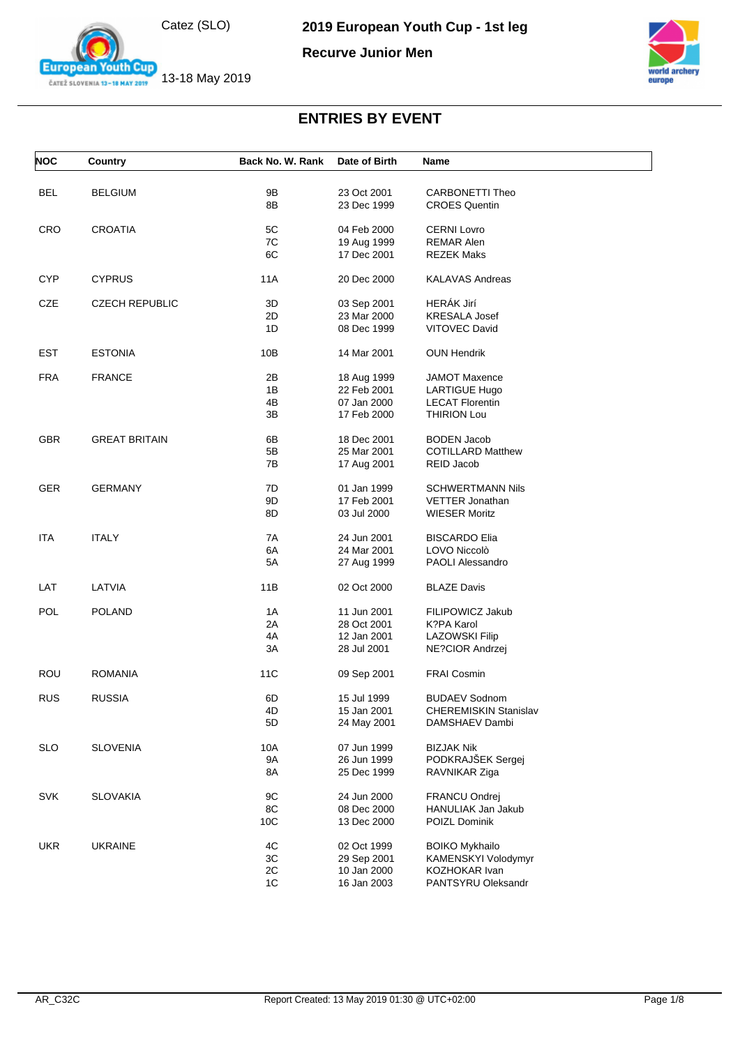# 2019 European Youth Cup - 1st leg

Catez (SLO)

13-18 May 2019

## Recurve Junior Men

## ENTRIES BY EVENT

| NOC | Country | Back No. | W. Rank | Date of Birth | Name |
|---|---|---|---|---|---|
| BEL | BELGIUM | 9B | | 23 Oct 2001 | CARBONETTI Theo |
| | | 8B | | 23 Dec 1999 | CROES Quentin |
| CRO | CROATIA | 5C | | 04 Feb 2000 | CERNI Lovro |
| | | 7C | | 19 Aug 1999 | REMAR Alen |
| | | 6C | | 17 Dec 2001 | REZEK Maks |
| CYP | CYPRUS | 11A | | 20 Dec 2000 | KALAVAS Andreas |
| CZE | CZECH REPUBLIC | 3D | | 03 Sep 2001 | HERÁK Jiří |
| | | 2D | | 23 Mar 2000 | KRESALA Josef |
| | | 1D | | 08 Dec 1999 | VITOVEC David |
| EST | ESTONIA | 10B | | 14 Mar 2001 | OUN Hendrik |
| FRA | FRANCE | 2B | | 18 Aug 1999 | JAMOT Maxence |
| | | 1B | | 22 Feb 2001 | LARTIGUE Hugo |
| | | 4B | | 07 Jan 2000 | LECAT Florentin |
| | | 3B | | 17 Feb 2000 | THIRION Lou |
| GBR | GREAT BRITAIN | 6B | | 18 Dec 2001 | BODEN Jacob |
| | | 5B | | 25 Mar 2001 | COTILLARD Matthew |
| | | 7B | | 17 Aug 2001 | REID Jacob |
| GER | GERMANY | 7D | | 01 Jan 1999 | SCHWERTMANN Nils |
| | | 9D | | 17 Feb 2001 | VETTER Jonathan |
| | | 8D | | 03 Jul 2000 | WIESER Moritz |
| ITA | ITALY | 7A | | 24 Jun 2001 | BISCARDO Elia |
| | | 6A | | 24 Mar 2001 | LOVO Niccolò |
| | | 5A | | 27 Aug 1999 | PAOLI Alessandro |
| LAT | LATVIA | 11B | | 02 Oct 2000 | BLAZE Davis |
| POL | POLAND | 1A | | 11 Jun 2001 | FILIPOWICZ Jakub |
| | | 2A | | 28 Oct 2001 | K?PA Karol |
| | | 4A | | 12 Jan 2001 | LAZOWSKI Filip |
| | | 3A | | 28 Jul 2001 | NE?CIOR Andrzej |
| ROU | ROMANIA | 11C | | 09 Sep 2001 | FRAI Cosmin |
| RUS | RUSSIA | 6D | | 15 Jul 1999 | BUDAEV Sodnom |
| | | 4D | | 15 Jan 2001 | CHEREMISKIN Stanislav |
| | | 5D | | 24 May 2001 | DAMSHAEV Dambi |
| SLO | SLOVENIA | 10A | | 07 Jun 1999 | BIZJAK Nik |
| | | 9A | | 26 Jun 1999 | PODKRAJŠEK Sergej |
| | | 8A | | 25 Dec 1999 | RAVNIKAR Ziga |
| SVK | SLOVAKIA | 9C | | 24 Jun 2000 | FRANCU Ondrej |
| | | 8C | | 08 Dec 2000 | HANULIAK Jan Jakub |
| | | 10C | | 13 Dec 2000 | POIZL Dominik |
| UKR | UKRAINE | 4C | | 02 Oct 1999 | BOIKO Mykhailo |
| | | 3C | | 29 Sep 2001 | KAMENSKYI Volodymyr |
| | | 2C | | 10 Jan 2000 | KOZHOKAR Ivan |
| | | 1C | | 16 Jan 2003 | PANTSYRU Oleksandr |

AR_C32C — Report Created: 13 May 2019 01:30 @ UTC+02:00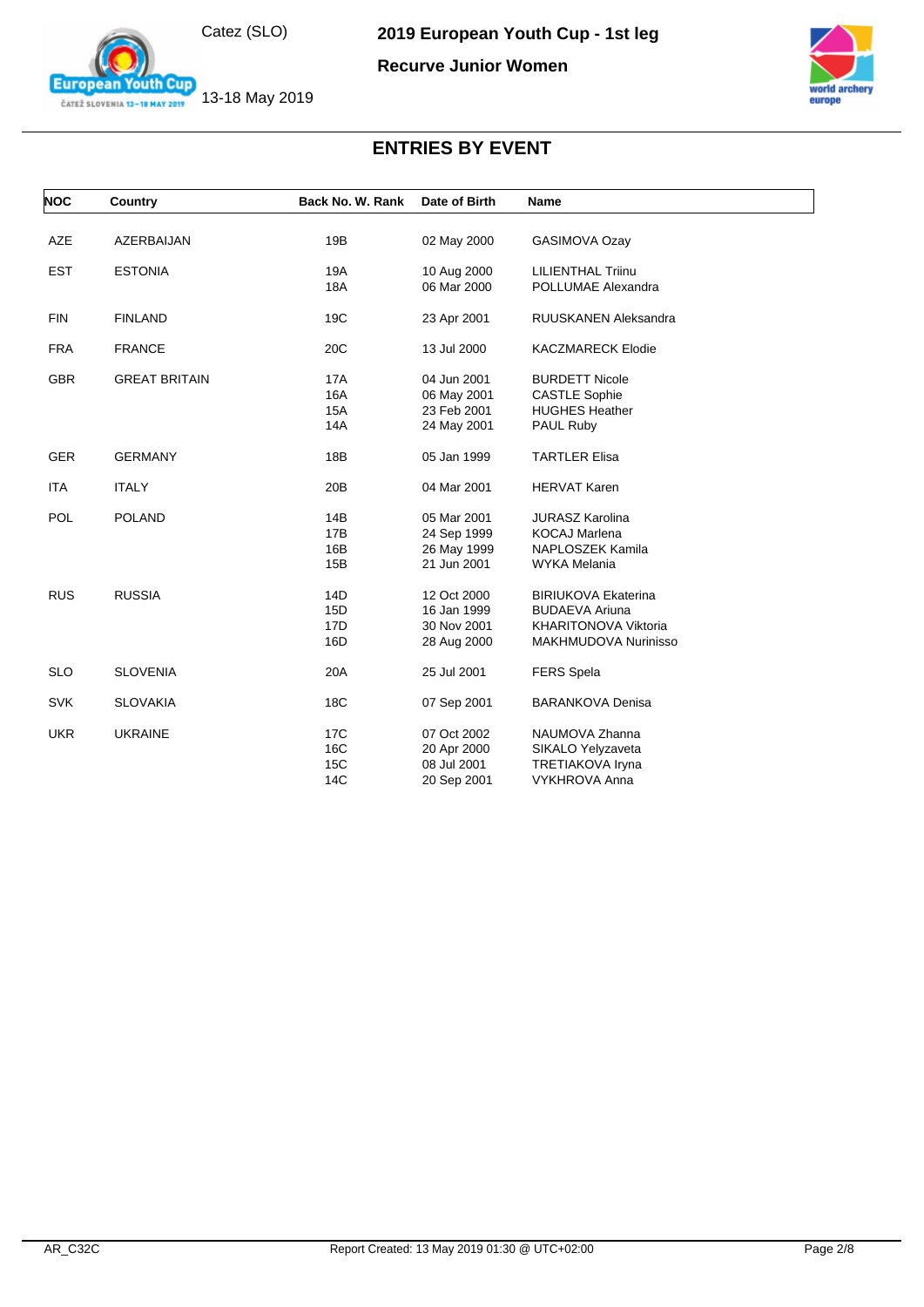# 2019 European Youth Cup - 1st leg

**Recurve Junior Women**

Catez (SLO)

13-18 May 2019

## ENTRIES BY EVENT

| NOC | Country | Back No. | W. Rank | Date of Birth | Name |
|---|---|---|---|---|---|
| AZE | AZERBAIJAN | 19B | | 02 May 2000 | GASIMOVA Ozay |
| EST | ESTONIA | 19A | | 10 Aug 2000 | LILIENTHAL Triinu |
| | | 18A | | 06 Mar 2000 | POLLUMAE Alexandra |
| FIN | FINLAND | 19C | | 23 Apr 2001 | RUUSKANEN Aleksandra |
| FRA | FRANCE | 20C | | 13 Jul 2000 | KACZMARECK Elodie |
| GBR | GREAT BRITAIN | 17A | | 04 Jun 2001 | BURDETT Nicole |
| | | 16A | | 06 May 2001 | CASTLE Sophie |
| | | 15A | | 23 Feb 2001 | HUGHES Heather |
| | | 14A | | 24 May 2001 | PAUL Ruby |
| GER | GERMANY | 18B | | 05 Jan 1999 | TARTLER Elisa |
| ITA | ITALY | 20B | | 04 Mar 2001 | HERVAT Karen |
| POL | POLAND | 14B | | 05 Mar 2001 | JURASZ Karolina |
| | | 17B | | 24 Sep 1999 | KOCAJ Marlena |
| | | 16B | | 26 May 1999 | NAPLOSZEK Kamila |
| | | 15B | | 21 Jun 2001 | WYKA Melania |
| RUS | RUSSIA | 14D | | 12 Oct 2000 | BIRIUKOVA Ekaterina |
| | | 15D | | 16 Jan 1999 | BUDAEVA Ariuna |
| | | 17D | | 30 Nov 2001 | KHARITONOVA Viktoria |
| | | 16D | | 28 Aug 2000 | MAKHMUDOVA Nurinisso |
| SLO | SLOVENIA | 20A | | 25 Jul 2001 | FERS Spela |
| SVK | SLOVAKIA | 18C | | 07 Sep 2001 | BARANKOVA Denisa |
| UKR | UKRAINE | 17C | | 07 Oct 2002 | NAUMOVA Zhanna |
| | | 16C | | 20 Apr 2000 | SIKALO Yelyzaveta |
| | | 15C | | 08 Jul 2001 | TRETIAKOVA Iryna |
| | | 14C | | 20 Sep 2001 | VYKHROVA Anna |

AR_C32C Report Created: 13 May 2019 01:30 @ UTC+02:00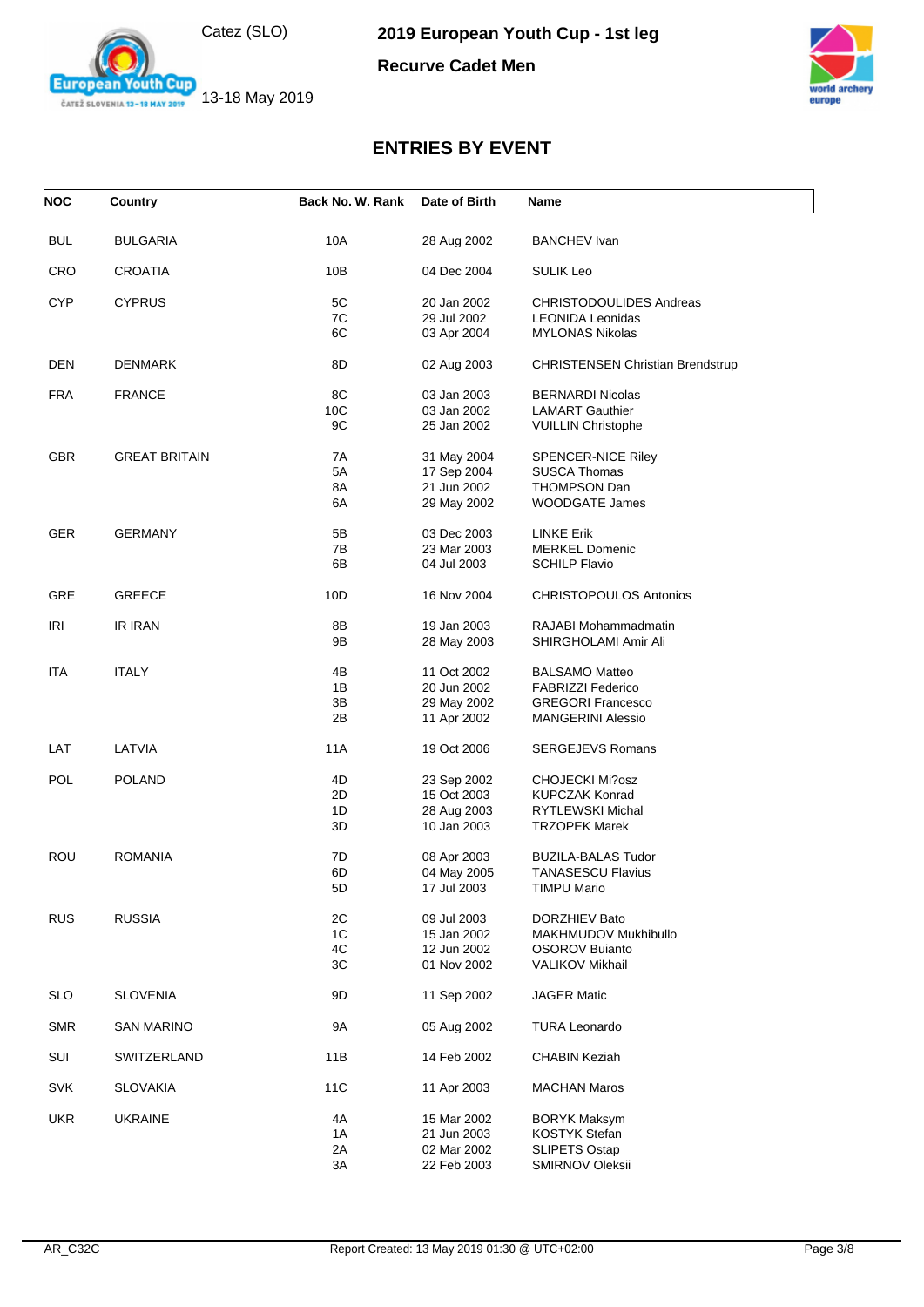# 2019 European Youth Cup - 1st leg

Catez (SLO)

13-18 May 2019

**Recurve Cadet Men**

## ENTRIES BY EVENT

| NOC | Country | Back No. | W. Rank | Date of Birth | Name |
|---|---|---|---|---|---|
| BUL | BULGARIA | 10A | | 28 Aug 2002 | BANCHEV Ivan |
| CRO | CROATIA | 10B | | 04 Dec 2004 | SULIK Leo |
| CYP | CYPRUS | 5C | | 20 Jan 2002 | CHRISTODOULIDES Andreas |
| | | 7C | | 29 Jul 2002 | LEONIDA Leonidas |
| | | 6C | | 03 Apr 2004 | MYLONAS Nikolas |
| DEN | DENMARK | 8D | | 02 Aug 2003 | CHRISTENSEN Christian Brendstrup |
| FRA | FRANCE | 8C | | 03 Jan 2003 | BERNARDI Nicolas |
| | | 10C | | 03 Jan 2002 | LAMART Gauthier |
| | | 9C | | 25 Jan 2002 | VUILLIN Christophe |
| GBR | GREAT BRITAIN | 7A | | 31 May 2004 | SPENCER-NICE Riley |
| | | 5A | | 17 Sep 2004 | SUSCA Thomas |
| | | 8A | | 21 Jun 2002 | THOMPSON Dan |
| | | 6A | | 29 May 2002 | WOODGATE James |
| GER | GERMANY | 5B | | 03 Dec 2003 | LINKE Erik |
| | | 7B | | 23 Mar 2003 | MERKEL Domenic |
| | | 6B | | 04 Jul 2003 | SCHILP Flavio |
| GRE | GREECE | 10D | | 16 Nov 2004 | CHRISTOPOULOS Antonios |
| IRI | IR IRAN | 8B | | 19 Jan 2003 | RAJABI Mohammadmatin |
| | | 9B | | 28 May 2003 | SHIRGHOLAMI Amir Ali |
| ITA | ITALY | 4B | | 11 Oct 2002 | BALSAMO Matteo |
| | | 1B | | 20 Jun 2002 | FABRIZZI Federico |
| | | 3B | | 29 May 2002 | GREGORI Francesco |
| | | 2B | | 11 Apr 2002 | MANGERINI Alessio |
| LAT | LATVIA | 11A | | 19 Oct 2006 | SERGEJEVS Romans |
| POL | POLAND | 4D | | 23 Sep 2002 | CHOJECKI Mi?osz |
| | | 2D | | 15 Oct 2003 | KUPCZAK Konrad |
| | | 1D | | 28 Aug 2003 | RYTLEWSKI Michal |
| | | 3D | | 10 Jan 2003 | TRZOPEK Marek |
| ROU | ROMANIA | 7D | | 08 Apr 2003 | BUZILA-BALAS Tudor |
| | | 6D | | 04 May 2005 | TANASESCU Flavius |
| | | 5D | | 17 Jul 2003 | TIMPU Mario |
| RUS | RUSSIA | 2C | | 09 Jul 2003 | DORZHIEV Bato |
| | | 1C | | 15 Jan 2002 | MAKHMUDOV Mukhibullo |
| | | 4C | | 12 Jun 2002 | OSOROV Buianto |
| | | 3C | | 01 Nov 2002 | VALIKOV Mikhail |
| SLO | SLOVENIA | 9D | | 11 Sep 2002 | JAGER Matic |
| SMR | SAN MARINO | 9A | | 05 Aug 2002 | TURA Leonardo |
| SUI | SWITZERLAND | 11B | | 14 Feb 2002 | CHABIN Keziah |
| SVK | SLOVAKIA | 11C | | 11 Apr 2003 | MACHAN Maros |
| UKR | UKRAINE | 4A | | 15 Mar 2002 | BORYK Maksym |
| | | 1A | | 21 Jun 2003 | KOSTYK Stefan |
| | | 2A | | 02 Mar 2002 | SLIPETS Ostap |
| | | 3A | | 22 Feb 2003 | SMIRNOV Oleksii |

AR_C32C

Report Created: 13 May 2019 01:30 @ UTC+02:00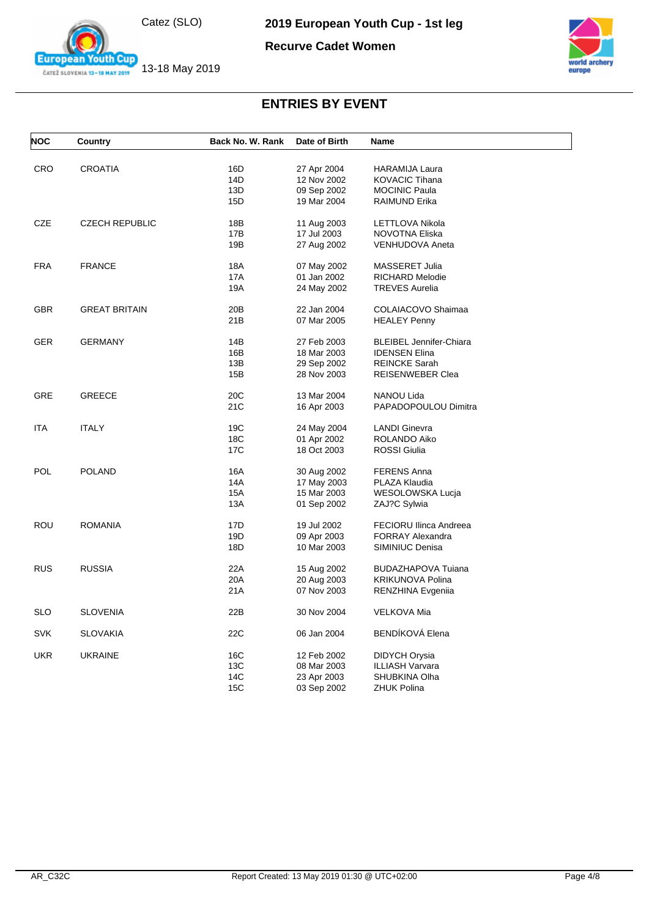# 2019 European Youth Cup - 1st leg

Catez (SLO)

13-18 May 2019

## Recurve Cadet Women

## ENTRIES BY EVENT

| NOC | Country | Back No. | W. Rank | Date of Birth | Name |
|---|---|---|---|---|---|
| CRO | CROATIA | 16D | | 27 Apr 2004 | HARAMIJA Laura |
| | | 14D | | 12 Nov 2002 | KOVACIC Tihana |
| | | 13D | | 09 Sep 2002 | MOCINIC Paula |
| | | 15D | | 19 Mar 2004 | RAIMUND Erika |
| CZE | CZECH REPUBLIC | 18B | | 11 Aug 2003 | LETTLOVA Nikola |
| | | 17B | | 17 Jul 2003 | NOVOTNA Eliska |
| | | 19B | | 27 Aug 2002 | VENHUDOVA Aneta |
| FRA | FRANCE | 18A | | 07 May 2002 | MASSERET Julia |
| | | 17A | | 01 Jan 2002 | RICHARD Melodie |
| | | 19A | | 24 May 2002 | TREVES Aurelia |
| GBR | GREAT BRITAIN | 20B | | 22 Jan 2004 | COLAIACOVO Shaimaa |
| | | 21B | | 07 Mar 2005 | HEALEY Penny |
| GER | GERMANY | 14B | | 27 Feb 2003 | BLEIBEL Jennifer-Chiara |
| | | 16B | | 18 Mar 2003 | IDENSEN Elina |
| | | 13B | | 29 Sep 2002 | REINCKE Sarah |
| | | 15B | | 28 Nov 2003 | REISENWEBER Clea |
| GRE | GREECE | 20C | | 13 Mar 2004 | NANOU Lida |
| | | 21C | | 16 Apr 2003 | PAPADOPOULOU Dimitra |
| ITA | ITALY | 19C | | 24 May 2004 | LANDI Ginevra |
| | | 18C | | 01 Apr 2002 | ROLANDO Aiko |
| | | 17C | | 18 Oct 2003 | ROSSI Giulia |
| POL | POLAND | 16A | | 30 Aug 2002 | FERENS Anna |
| | | 14A | | 17 May 2003 | PLAZA Klaudia |
| | | 15A | | 15 Mar 2003 | WESOLOWSKA Lucja |
| | | 13A | | 01 Sep 2002 | ZAJ?C Sylwia |
| ROU | ROMANIA | 17D | | 19 Jul 2002 | FECIORU Ilinca Andreea |
| | | 19D | | 09 Apr 2003 | FORRAY Alexandra |
| | | 18D | | 10 Mar 2003 | SIMINIUC Denisa |
| RUS | RUSSIA | 22A | | 15 Aug 2002 | BUDAZHAPOVA Tuiana |
| | | 20A | | 20 Aug 2003 | KRIKUNOVA Polina |
| | | 21A | | 07 Nov 2003 | RENZHINA Evgeniia |
| SLO | SLOVENIA | 22B | | 30 Nov 2004 | VELKOVA Mia |
| SVK | SLOVAKIA | 22C | | 06 Jan 2004 | BENDÍKOVÁ Elena |
| UKR | UKRAINE | 16C | | 12 Feb 2002 | DIDYCH Orysia |
| | | 13C | | 08 Mar 2003 | ILLIASH Varvara |
| | | 14C | | 23 Apr 2003 | SHUBKINA Olha |
| | | 15C | | 03 Sep 2002 | ZHUK Polina |

AR_C32C — Report Created: 13 May 2019 01:30 @ UTC+02:00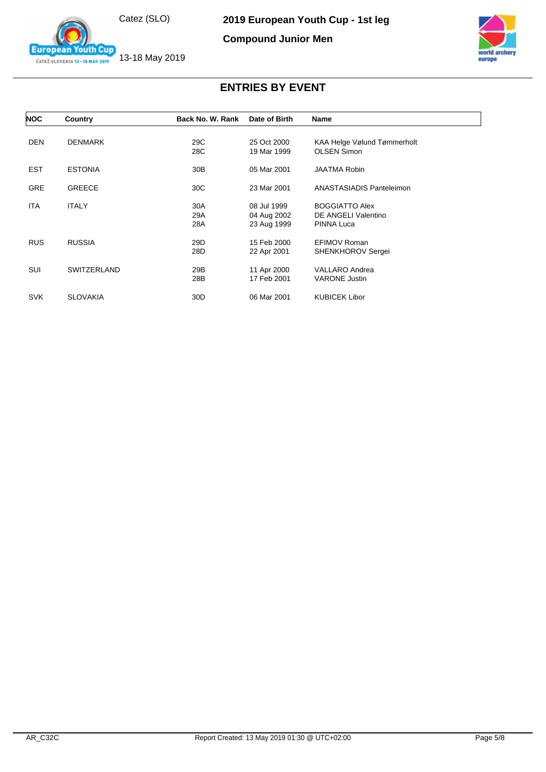# 2019 European Youth Cup - 1st leg

## Compound Junior Men

Catez (SLO)

13-18 May 2019

## ENTRIES BY EVENT

| NOC | Country | Back No. | W. Rank | Date of Birth | Name |
|---|---|---|---|---|---|
| DEN | DENMARK | 29C | | 25 Oct 2000 | KAA Helge Vølund Tømmerholt |
| | | 28C | | 19 Mar 1999 | OLSEN Simon |
| EST | ESTONIA | 30B | | 05 Mar 2001 | JAATMA Robin |
| GRE | GREECE | 30C | | 23 Mar 2001 | ANASTASIADIS Panteleimon |
| ITA | ITALY | 30A | | 08 Jul 1999 | BOGGIATTO Alex |
| | | 29A | | 04 Aug 2002 | DE ANGELI Valentino |
| | | 28A | | 23 Aug 1999 | PINNA Luca |
| RUS | RUSSIA | 29D | | 15 Feb 2000 | EFIMOV Roman |
| | | 28D | | 22 Apr 2001 | SHENKHOROV Sergei |
| SUI | SWITZERLAND | 29B | | 11 Apr 2000 | VALLARO Andrea |
| | | 28B | | 17 Feb 2001 | VARONE Justin |
| SVK | SLOVAKIA | 30D | | 06 Mar 2001 | KUBICEK Libor |

AR_C32C

Report Created: 13 May 2019 01:30 @ UTC+02:00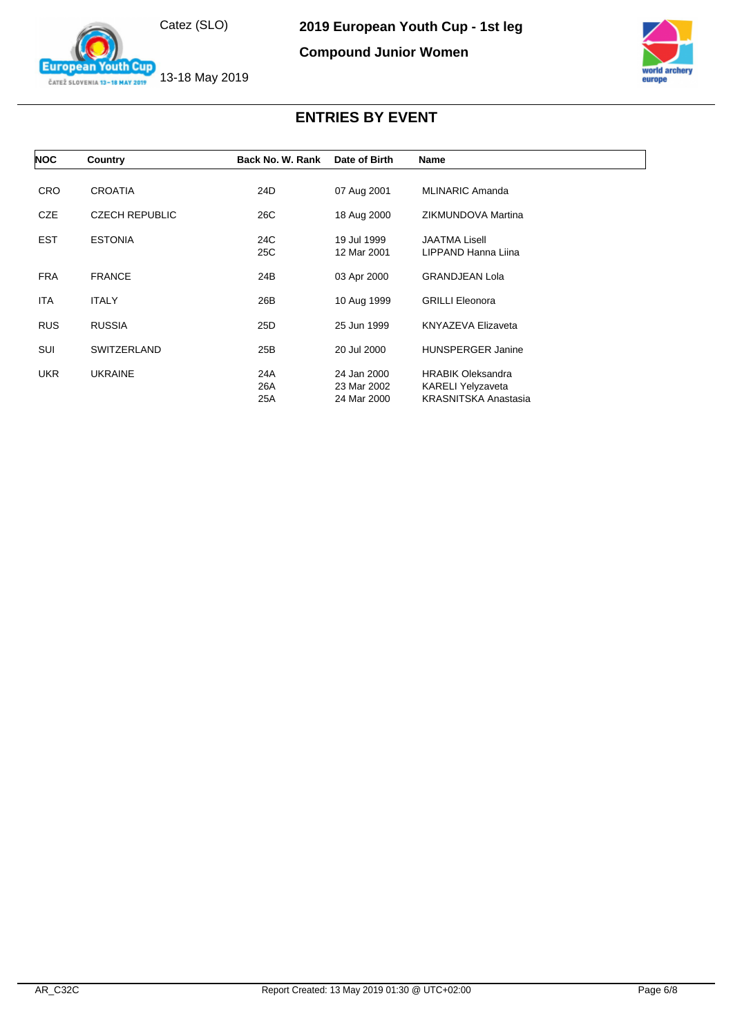2019 European Youth Cup - 1st leg

Compound Junior Women

Catez (SLO)

13-18 May 2019

## ENTRIES BY EVENT

| NOC | Country | Back No. | W. Rank | Date of Birth | Name |
|---|---|---|---|---|---|
| CRO | CROATIA | 24D | | 07 Aug 2001 | MLINARIC Amanda |
| CZE | CZECH REPUBLIC | 26C | | 18 Aug 2000 | ZIKMUNDOVA Martina |
| EST | ESTONIA | 24C | | 19 Jul 1999 | JAATMA Lisell |
| | | 25C | | 12 Mar 2001 | LIPPAND Hanna Liina |
| FRA | FRANCE | 24B | | 03 Apr 2000 | GRANDJEAN Lola |
| ITA | ITALY | 26B | | 10 Aug 1999 | GRILLI Eleonora |
| RUS | RUSSIA | 25D | | 25 Jun 1999 | KNYAZEVA Elizaveta |
| SUI | SWITZERLAND | 25B | | 20 Jul 2000 | HUNSPERGER Janine |
| UKR | UKRAINE | 24A | | 24 Jan 2000 | HRABIK Oleksandra |
| | | 26A | | 23 Mar 2002 | KARELI Yelyzaveta |
| | | 25A | | 24 Mar 2000 | KRASNITSKA Anastasia |

AR_C32C

Report Created: 13 May 2019 01:30 @ UTC+02:00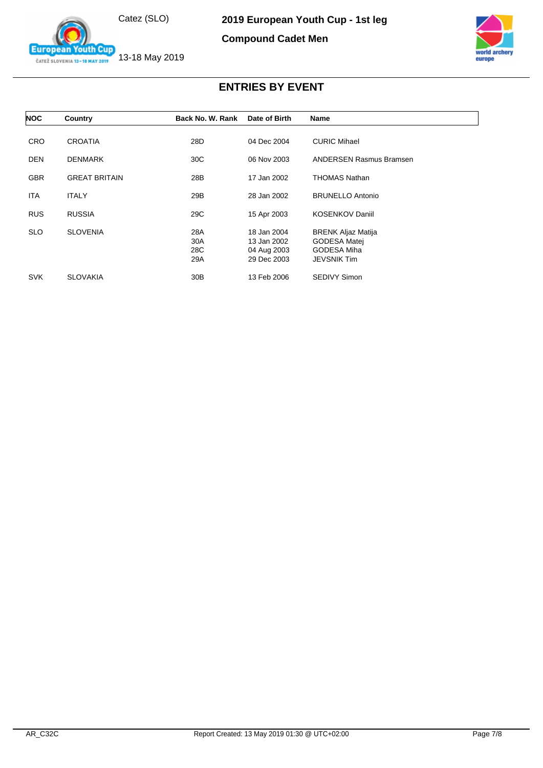# 2019 European Youth Cup - 1st leg

## Compound Cadet Men

Catez (SLO)

13-18 May 2019

## ENTRIES BY EVENT

| NOC | Country | Back No. | W. Rank | Date of Birth | Name |
|---|---|---|---|---|---|
| CRO | CROATIA | 28D | | 04 Dec 2004 | CURIC Mihael |
| DEN | DENMARK | 30C | | 06 Nov 2003 | ANDERSEN Rasmus Bramsen |
| GBR | GREAT BRITAIN | 28B | | 17 Jan 2002 | THOMAS Nathan |
| ITA | ITALY | 29B | | 28 Jan 2002 | BRUNELLO Antonio |
| RUS | RUSSIA | 29C | | 15 Apr 2003 | KOSENKOV Daniil |
| SLO | SLOVENIA | 28A | | 18 Jan 2004 | BRENK Aljaz Matija |
| | | 30A | | 13 Jan 2002 | GODESA Matej |
| | | 28C | | 04 Aug 2003 | GODESA Miha |
| | | 29A | | 29 Dec 2003 | JEVSNIK Tim |
| SVK | SLOVAKIA | 30B | | 13 Feb 2006 | SEDIVY Simon |

AR_C32C

Report Created: 13 May 2019 01:30 @ UTC+02:00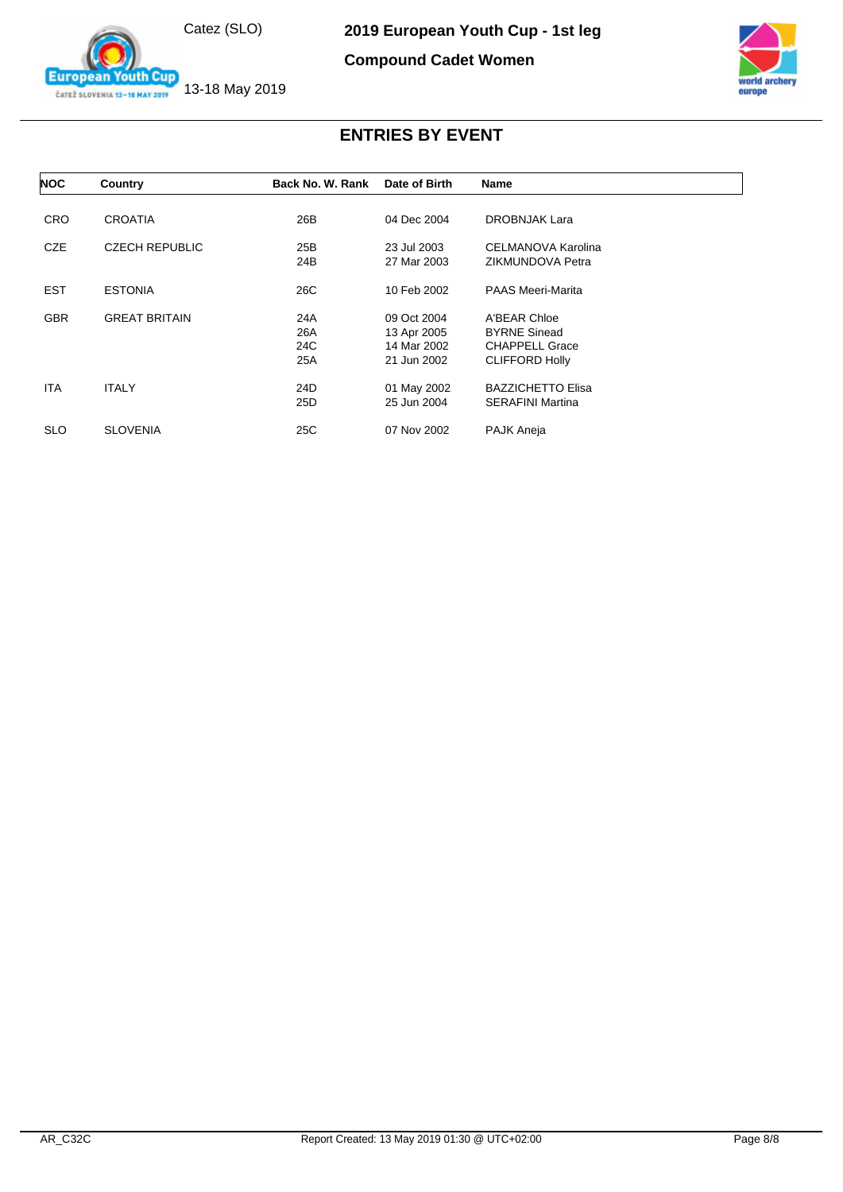Catez (SLO)

13-18 May 2019

**2019 European Youth Cup - 1st leg**

**Compound Cadet Women**

## ENTRIES BY EVENT

| NOC | Country | Back No. | W. Rank | Date of Birth | Name |
|---|---|---|---|---|---|
| CRO | CROATIA | 26B | | 04 Dec 2004 | DROBNJAK Lara |
| CZE | CZECH REPUBLIC | 25B | | 23 Jul 2003 | CELMANOVA Karolina |
| | | 24B | | 27 Mar 2003 | ZIKMUNDOVA Petra |
| EST | ESTONIA | 26C | | 10 Feb 2002 | PAAS Meeri-Marita |
| GBR | GREAT BRITAIN | 24A | | 09 Oct 2004 | A'BEAR Chloe |
| | | 26A | | 13 Apr 2005 | BYRNE Sinead |
| | | 24C | | 14 Mar 2002 | CHAPPELL Grace |
| | | 25A | | 21 Jun 2002 | CLIFFORD Holly |
| ITA | ITALY | 24D | | 01 May 2002 | BAZZICHETTO Elisa |
| | | 25D | | 25 Jun 2004 | SERAFINI Martina |
| SLO | SLOVENIA | 25C | | 07 Nov 2002 | PAJK Aneja |

AR_C32C

Report Created: 13 May 2019 01:30 @ UTC+02:00